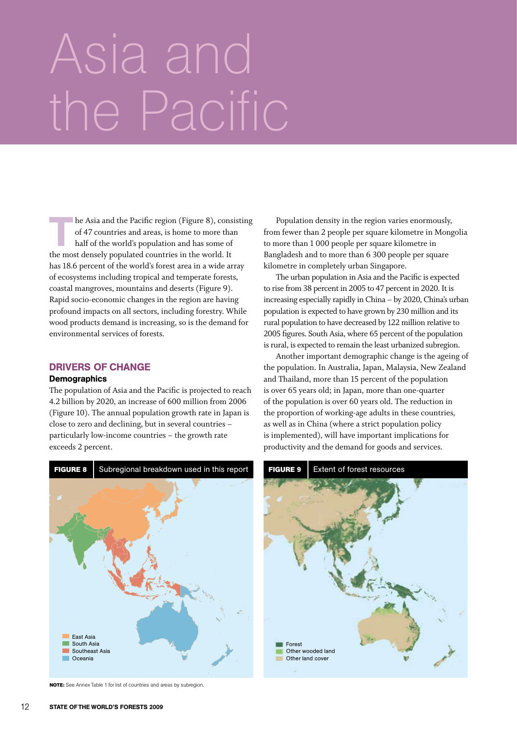# Asia and the Pacific

The Asia and the Pacific region (Figure 8), consisting of 47 countries and areas, is home to more than half of the world's population and has some of the most densely populated countries in the world. It has 18.6 percent of the world's forest area in a wide array of ecosystems including tropical and temperate forests, coastal mangroves, mountains and deserts (Figure 9). Rapid socio-economic changes in the region are having profound impacts on all sectors, including forestry. While wood products demand is increasing, so is the demand for environmental services of forests.

## DRIVERS OF CHANGE

### Demographics

The population of Asia and the Pacific is projected to reach 4.2 billion by 2020, an increase of 600 million from 2006 (Figure 10). The annual population growth rate in Japan is close to zero and declining, but in several countries – particularly low-income countries – the growth rate exceeds 2 percent.

Population density in the region varies enormously, from fewer than 2 people per square kilometre in Mongolia to more than 1 000 people per square kilometre in Bangladesh and to more than 6 300 people per square kilometre in completely urban Singapore.

The urban population in Asia and the Pacific is expected to rise from 38 percent in 2005 to 47 percent in 2020. It is increasing especially rapidly in China – by 2020, China's urban population is expected to have grown by 230 million and its rural population to have decreased by 122 million relative to 2005 figures. South Asia, where 65 percent of the population is rural, is expected to remain the least urbanized subregion.

Another important demographic change is the ageing of the population. In Australia, Japan, Malaysia, New Zealand and Thailand, more than 15 percent of the population is over 65 years old; in Japan, more than one-quarter of the population is over 60 years old. The reduction in the proportion of working-age adults in these countries, as well as in China (where a strict population policy is implemented), will have important implications for productivity and the demand for goods and services.

**FIGURE 8** Subregional breakdown used in this report

East Asia
South Asia
Southeast Asia
Oceania

**NOTE:** See Annex Table 1 for list of countries and areas by subregion.

**FIGURE 9** Extent of forest resources

Forest
Other wooded land
Other land cover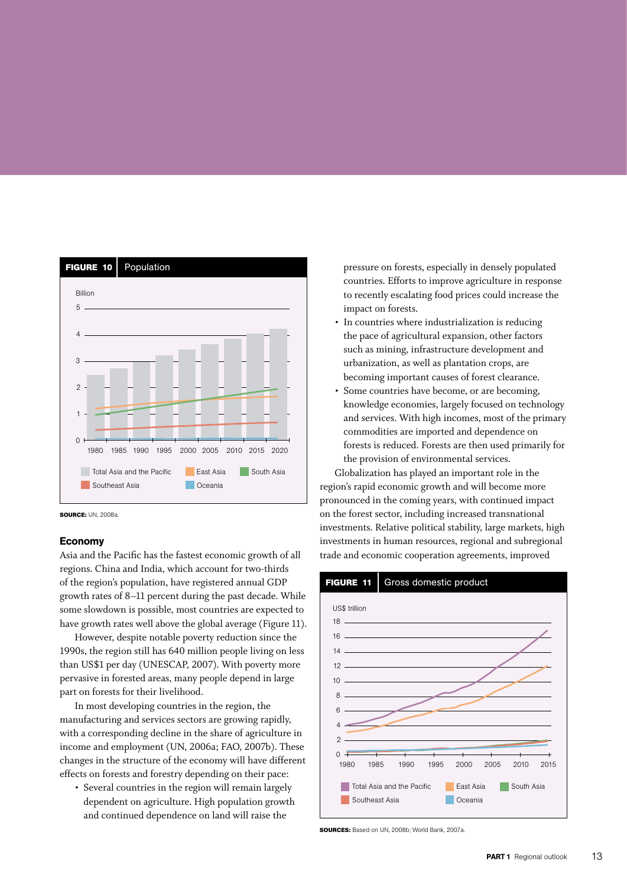**FIGURE 10** Population

Billion

5, 4, 3, 2, 1, 0

1980 1985 1990 1995 2000 2005 2010 2015 2020

Total Asia and the Pacific | East Asia | South Asia | Southeast Asia | Oceania

**SOURCE:** UN, 2008a.

## Economy

Asia and the Pacific has the fastest economic growth of all regions. China and India, which account for two-thirds of the region's population, have registered annual GDP growth rates of 8–11 percent during the past decade. While some slowdown is possible, most countries are expected to have growth rates well above the global average (Figure 11).

However, despite notable poverty reduction since the 1990s, the region still has 640 million people living on less than US$1 per day (UNESCAP, 2007). With poverty more pervasive in forested areas, many people depend in large part on forests for their livelihood.

In most developing countries in the region, the manufacturing and services sectors are growing rapidly, with a corresponding decline in the share of agriculture in income and employment (UN, 2006a; FAO, 2007b). These changes in the structure of the economy will have different effects on forests and forestry depending on their pace:

- Several countries in the region will remain largely dependent on agriculture. High population growth and continued dependence on land will raise the pressure on forests, especially in densely populated countries. Efforts to improve agriculture in response to recently escalating food prices could increase the impact on forests.
- In countries where industrialization is reducing the pace of agricultural expansion, other factors such as mining, infrastructure development and urbanization, as well as plantation crops, are becoming important causes of forest clearance.
- Some countries have become, or are becoming, knowledge economies, largely focused on technology and services. With high incomes, most of the primary commodities are imported and dependence on forests is reduced. Forests are then used primarily for the provision of environmental services.

Globalization has played an important role in the region's rapid economic growth and will become more pronounced in the coming years, with continued impact on the forest sector, including increased transnational investments. Relative political stability, large markets, high investments in human resources, regional and subregional trade and economic cooperation agreements, improved

**FIGURE 11** Gross domestic product

US$ trillion

18, 16, 14, 12, 10, 8, 6, 4, 2, 0

1980 1985 1990 1995 2000 2005 2010 2015

Total Asia and the Pacific | East Asia | South Asia | Southeast Asia | Oceania

**SOURCES:** Based on UN, 2008b; World Bank, 2007a.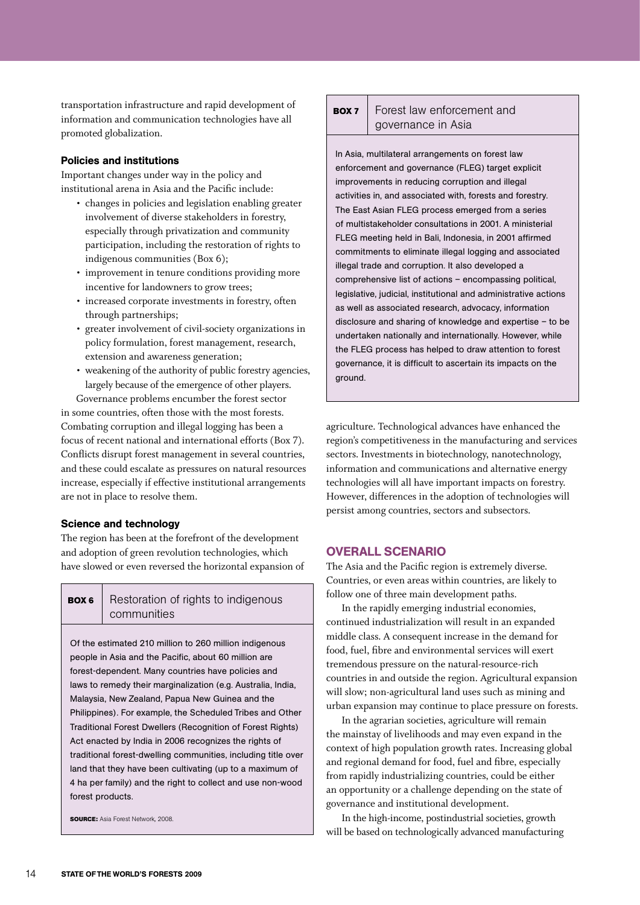transportation infrastructure and rapid development of information and communication technologies have all promoted globalization.

### Policies and institutions

Important changes under way in the policy and institutional arena in Asia and the Pacific include:

- changes in policies and legislation enabling greater involvement of diverse stakeholders in forestry, especially through privatization and community participation, including the restoration of rights to indigenous communities (Box 6);
- improvement in tenure conditions providing more incentive for landowners to grow trees;
- increased corporate investments in forestry, often through partnerships;
- greater involvement of civil-society organizations in policy formulation, forest management, research, extension and awareness generation;
- weakening of the authority of public forestry agencies, largely because of the emergence of other players.

Governance problems encumber the forest sector in some countries, often those with the most forests. Combating corruption and illegal logging has been a focus of recent national and international efforts (Box 7). Conflicts disrupt forest management in several countries, and these could escalate as pressures on natural resources increase, especially if effective institutional arrangements are not in place to resolve them.

### Science and technology

The region has been at the forefront of the development and adoption of green revolution technologies, which have slowed or even reversed the horizontal expansion of agriculture. Technological advances have enhanced the region's competitiveness in the manufacturing and services sectors. Investments in biotechnology, nanotechnology, information and communications and alternative energy technologies will all have important impacts on forestry. However, differences in the adoption of technologies will persist among countries, sectors and subsectors.

**BOX 6** Restoration of rights to indigenous communities

Of the estimated 210 million to 260 million indigenous people in Asia and the Pacific, about 60 million are forest-dependent. Many countries have policies and laws to remedy their marginalization (e.g. Australia, India, Malaysia, New Zealand, Papua New Guinea and the Philippines). For example, the Scheduled Tribes and Other Traditional Forest Dwellers (Recognition of Forest Rights) Act enacted by India in 2006 recognizes the rights of traditional forest-dwelling communities, including title over land that they have been cultivating (up to a maximum of 4 ha per family) and the right to collect and use non-wood forest products.

**SOURCE:** Asia Forest Network, 2008.

**BOX 7** Forest law enforcement and governance in Asia

In Asia, multilateral arrangements on forest law enforcement and governance (FLEG) target explicit improvements in reducing corruption and illegal activities in, and associated with, forests and forestry. The East Asian FLEG process emerged from a series of multistakeholder consultations in 2001. A ministerial FLEG meeting held in Bali, Indonesia, in 2001 affirmed commitments to eliminate illegal logging and associated illegal trade and corruption. It also developed a comprehensive list of actions – encompassing political, legislative, judicial, institutional and administrative actions as well as associated research, advocacy, information disclosure and sharing of knowledge and expertise – to be undertaken nationally and internationally. However, while the FLEG process has helped to draw attention to forest governance, it is difficult to ascertain its impacts on the ground.

## OVERALL SCENARIO

The Asia and the Pacific region is extremely diverse. Countries, or even areas within countries, are likely to follow one of three main development paths.

In the rapidly emerging industrial economies, continued industrialization will result in an expanded middle class. A consequent increase in the demand for food, fuel, fibre and environmental services will exert tremendous pressure on the natural-resource-rich countries in and outside the region. Agricultural expansion will slow; non-agricultural land uses such as mining and urban expansion may continue to place pressure on forests.

In the agrarian societies, agriculture will remain the mainstay of livelihoods and may even expand in the context of high population growth rates. Increasing global and regional demand for food, fuel and fibre, especially from rapidly industrializing countries, could be either an opportunity or a challenge depending on the state of governance and institutional development.

In the high-income, postindustrial societies, growth will be based on technologically advanced manufacturing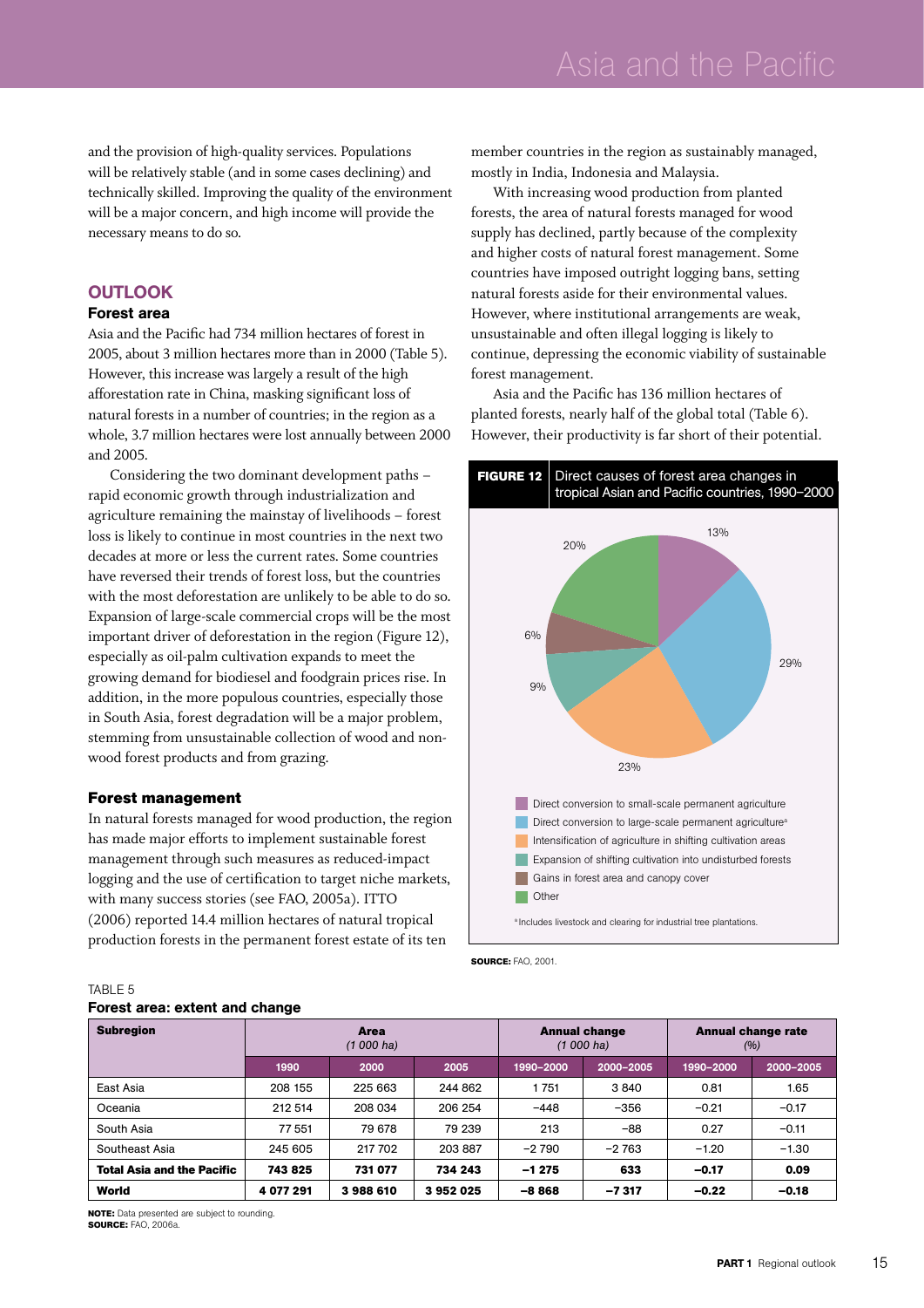and the provision of high-quality services. Populations will be relatively stable (and in some cases declining) and technically skilled. Improving the quality of the environment will be a major concern, and high income will provide the necessary means to do so.

## OUTLOOK

### Forest area

Asia and the Pacific had 734 million hectares of forest in 2005, about 3 million hectares more than in 2000 (Table 5). However, this increase was largely a result of the high afforestation rate in China, masking significant loss of natural forests in a number of countries; in the region as a whole, 3.7 million hectares were lost annually between 2000 and 2005.

Considering the two dominant development paths – rapid economic growth through industrialization and agriculture remaining the mainstay of livelihoods – forest loss is likely to continue in most countries in the next two decades at more or less the current rates. Some countries have reversed their trends of forest loss, but the countries with the most deforestation are unlikely to be able to do so. Expansion of large-scale commercial crops will be the most important driver of deforestation in the region (Figure 12), especially as oil-palm cultivation expands to meet the growing demand for biodiesel and foodgrain prices rise. In addition, in the more populous countries, especially those in South Asia, forest degradation will be a major problem, stemming from unsustainable collection of wood and non-wood forest products and from grazing.

### Forest management

In natural forests managed for wood production, the region has made major efforts to implement sustainable forest management through such measures as reduced-impact logging and the use of certification to target niche markets, with many success stories (see FAO, 2005a). ITTO (2006) reported 14.4 million hectares of natural tropical production forests in the permanent forest estate of its ten member countries in the region as sustainably managed, mostly in India, Indonesia and Malaysia.

With increasing wood production from planted forests, the area of natural forests managed for wood supply has declined, partly because of the complexity and higher costs of natural forest management. Some countries have imposed outright logging bans, setting natural forests aside for their environmental values. However, where institutional arrangements are weak, unsustainable and often illegal logging is likely to continue, depressing the economic viability of sustainable forest management.

Asia and the Pacific has 136 million hectares of planted forests, nearly half of the global total (Table 6). However, their productivity is far short of their potential.

**FIGURE 12** Direct causes of forest area changes in tropical Asian and Pacific countries, 1990–2000

- Direct conversion to small-scale permanent agriculture: 13%
- Direct conversion to large-scale permanent agriculture[a]: 29%
- Intensification of agriculture in shifting cultivation areas: 23%
- Expansion of shifting cultivation into undisturbed forests: 9%
- Gains in forest area and canopy cover: 6%
- Other: 20%

[a] Includes livestock and clearing for industrial tree plantations.

**SOURCE:** FAO, 2001.

TABLE 5
**Forest area: extent and change**

| Subregion | Area (1 000 ha) | | | Annual change (1 000 ha) | | Annual change rate (%) | |
|---|---|---|---|---|---|---|---|
| | 1990 | 2000 | 2005 | 1990–2000 | 2000–2005 | 1990–2000 | 2000–2005 |
| East Asia | 208 155 | 225 663 | 244 862 | 1 751 | 3 840 | 0.81 | 1.65 |
| Oceania | 212 514 | 208 034 | 206 254 | −448 | −356 | −0.21 | −0.17 |
| South Asia | 77 551 | 79 678 | 79 239 | 213 | −88 | 0.27 | −0.11 |
| Southeast Asia | 245 605 | 217 702 | 203 887 | −2 790 | −2 763 | −1.20 | −1.30 |
| **Total Asia and the Pacific** | **743 825** | **731 077** | **734 243** | **−1 275** | **633** | **−0.17** | **0.09** |
| **World** | **4 077 291** | **3 988 610** | **3 952 025** | **−8 868** | **−7 317** | **−0.22** | **−0.18** |

**NOTE:** Data presented are subject to rounding.
**SOURCE:** FAO, 2006a.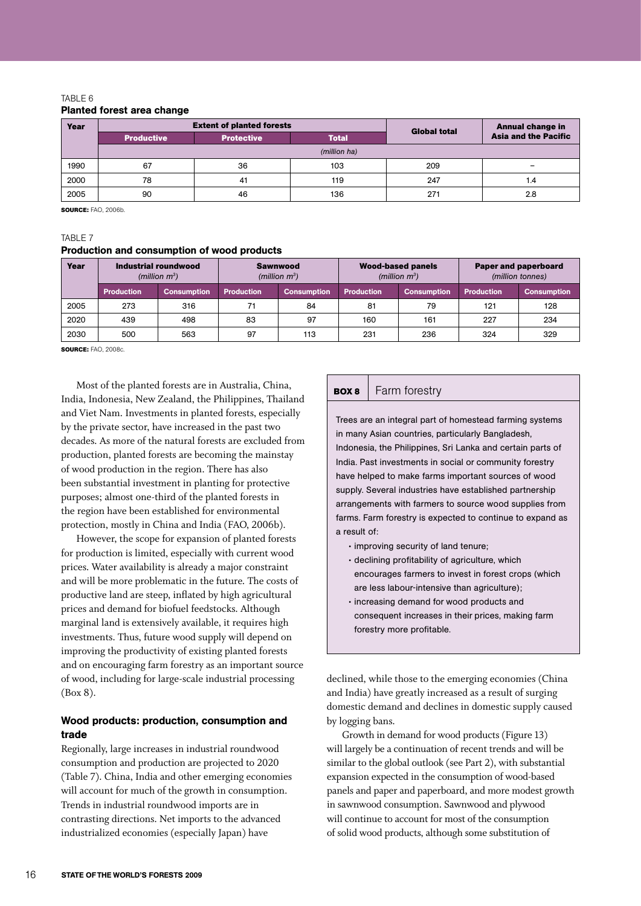TABLE 6

**Planted forest area change**

| Year | Extent of planted forests | | | Global total | Annual change in Asia and the Pacific |
|---|---|---|---|---|---|
| | Productive | Protective | Total | | |
| | *(million ha)* | | | | |
| 1990 | 67 | 36 | 103 | 209 | – |
| 2000 | 78 | 41 | 119 | 247 | 1.4 |
| 2005 | 90 | 46 | 136 | 271 | 2.8 |

**SOURCE:** FAO, 2006b.

TABLE 7

**Production and consumption of wood products**

| Year | Industrial roundwood *(million $m^3$)* | | Sawnwood *(million $m^3$)* | | Wood-based panels *(million $m^3$)* | | Paper and paperboard *(million tonnes)* | |
|---|---|---|---|---|---|---|---|---|
| | Production | Consumption | Production | Consumption | Production | Consumption | Production | Consumption |
| 2005 | 273 | 316 | 71 | 84 | 81 | 79 | 121 | 128 |
| 2020 | 439 | 498 | 83 | 97 | 160 | 161 | 227 | 234 |
| 2030 | 500 | 563 | 97 | 113 | 231 | 236 | 324 | 329 |

**SOURCE:** FAO, 2008c.

Most of the planted forests are in Australia, China, India, Indonesia, New Zealand, the Philippines, Thailand and Viet Nam. Investments in planted forests, especially by the private sector, have increased in the past two decades. As more of the natural forests are excluded from production, planted forests are becoming the mainstay of wood production in the region. There has also been substantial investment in planting for protective purposes; almost one-third of the planted forests in the region have been established for environmental protection, mostly in China and India (FAO, 2006b).

However, the scope for expansion of planted forests for production is limited, especially with current wood prices. Water availability is already a major constraint and will be more problematic in the future. The costs of productive land are steep, inflated by high agricultural prices and demand for biofuel feedstocks. Although marginal land is extensively available, it requires high investments. Thus, future wood supply will depend on improving the productivity of existing planted forests and on encouraging farm forestry as an important source of wood, including for large-scale industrial processing (Box 8).

**BOX 8** | Farm forestry

Trees are an integral part of homestead farming systems in many Asian countries, particularly Bangladesh, Indonesia, the Philippines, Sri Lanka and certain parts of India. Past investments in social or community forestry have helped to make farms important sources of wood supply. Several industries have established partnership arrangements with farmers to source wood supplies from farms. Farm forestry is expected to continue to expand as a result of:

- improving security of land tenure;
- declining profitability of agriculture, which encourages farmers to invest in forest crops (which are less labour-intensive than agriculture);
- increasing demand for wood products and consequent increases in their prices, making farm forestry more profitable.

### Wood products: production, consumption and trade

Regionally, large increases in industrial roundwood consumption and production are projected to 2020 (Table 7). China, India and other emerging economies will account for much of the growth in consumption. Trends in industrial roundwood imports are in contrasting directions. Net imports to the advanced industrialized economies (especially Japan) have declined, while those to the emerging economies (China and India) have greatly increased as a result of surging domestic demand and declines in domestic supply caused by logging bans.

Growth in demand for wood products (Figure 13) will largely be a continuation of recent trends and will be similar to the global outlook (see Part 2), with substantial expansion expected in the consumption of wood-based panels and paper and paperboard, and more modest growth in sawnwood consumption. Sawnwood and plywood will continue to account for most of the consumption of solid wood products, although some substitution of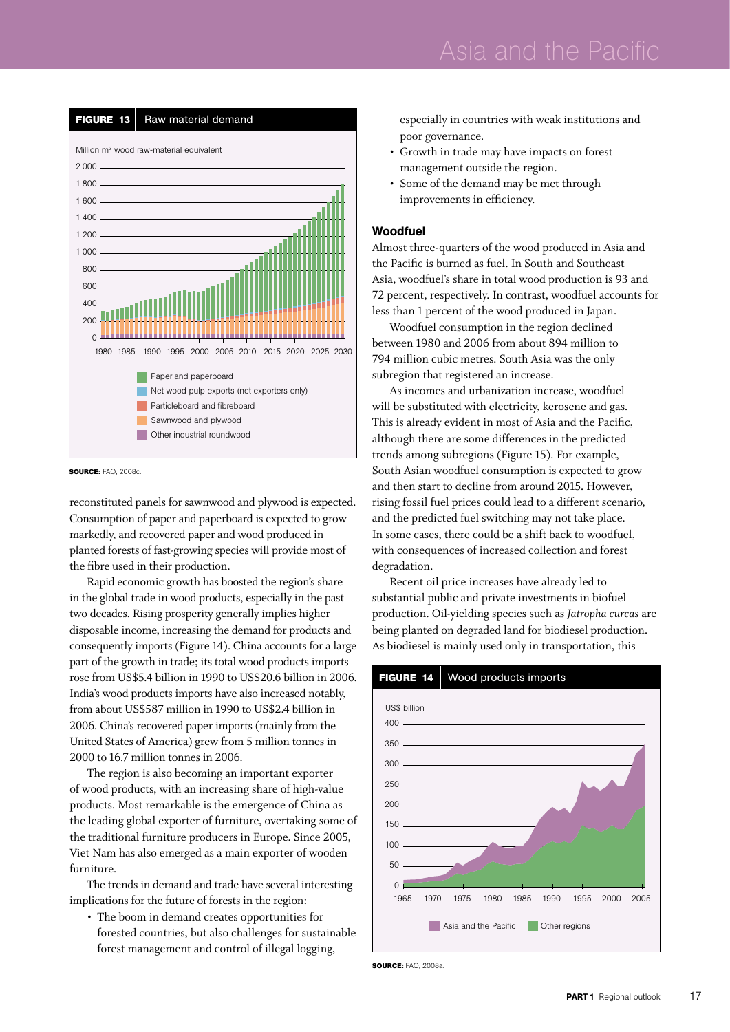**FIGURE 13** Raw material demand

Million m³ wood raw-material equivalent

- Paper and paperboard
- Net wood pulp exports (net exporters only)
- Particleboard and fibreboard
- Sawnwood and plywood
- Other industrial roundwood

**SOURCE:** FAO, 2008c.

reconstituted panels for sawnwood and plywood is expected. Consumption of paper and paperboard is expected to grow markedly, and recovered paper and wood produced in planted forests of fast-growing species will provide most of the fibre used in their production.

Rapid economic growth has boosted the region's share in the global trade in wood products, especially in the past two decades. Rising prosperity generally implies higher disposable income, increasing the demand for products and consequently imports (Figure 14). China accounts for a large part of the growth in trade; its total wood products imports rose from US$5.4 billion in 1990 to US$20.6 billion in 2006. India's wood products imports have also increased notably, from about US$587 million in 1990 to US$2.4 billion in 2006. China's recovered paper imports (mainly from the United States of America) grew from 5 million tonnes in 2000 to 16.7 million tonnes in 2006.

The region is also becoming an important exporter of wood products, with an increasing share of high-value products. Most remarkable is the emergence of China as the leading global exporter of furniture, overtaking some of the traditional furniture producers in Europe. Since 2005, Viet Nam has also emerged as a main exporter of wooden furniture.

The trends in demand and trade have several interesting implications for the future of forests in the region:

- The boom in demand creates opportunities for forested countries, but also challenges for sustainable forest management and control of illegal logging, especially in countries with weak institutions and poor governance.
- Growth in trade may have impacts on forest management outside the region.
- Some of the demand may be met through improvements in efficiency.

### Woodfuel

Almost three-quarters of the wood produced in Asia and the Pacific is burned as fuel. In South and Southeast Asia, woodfuel's share in total wood production is 93 and 72 percent, respectively. In contrast, woodfuel accounts for less than 1 percent of the wood produced in Japan.

Woodfuel consumption in the region declined between 1980 and 2006 from about 894 million to 794 million cubic metres. South Asia was the only subregion that registered an increase.

As incomes and urbanization increase, woodfuel will be substituted with electricity, kerosene and gas. This is already evident in most of Asia and the Pacific, although there are some differences in the predicted trends among subregions (Figure 15). For example, South Asian woodfuel consumption is expected to grow and then start to decline from around 2015. However, rising fossil fuel prices could lead to a different scenario, and the predicted fuel switching may not take place. In some cases, there could be a shift back to woodfuel, with consequences of increased collection and forest degradation.

Recent oil price increases have already led to substantial public and private investments in biofuel production. Oil-yielding species such as *Jatropha curcas* are being planted on degraded land for biodiesel production. As biodiesel is mainly used only in transportation, this

**FIGURE 14** Wood products imports

US$ billion

- Asia and the Pacific
- Other regions

**SOURCE:** FAO, 2008a.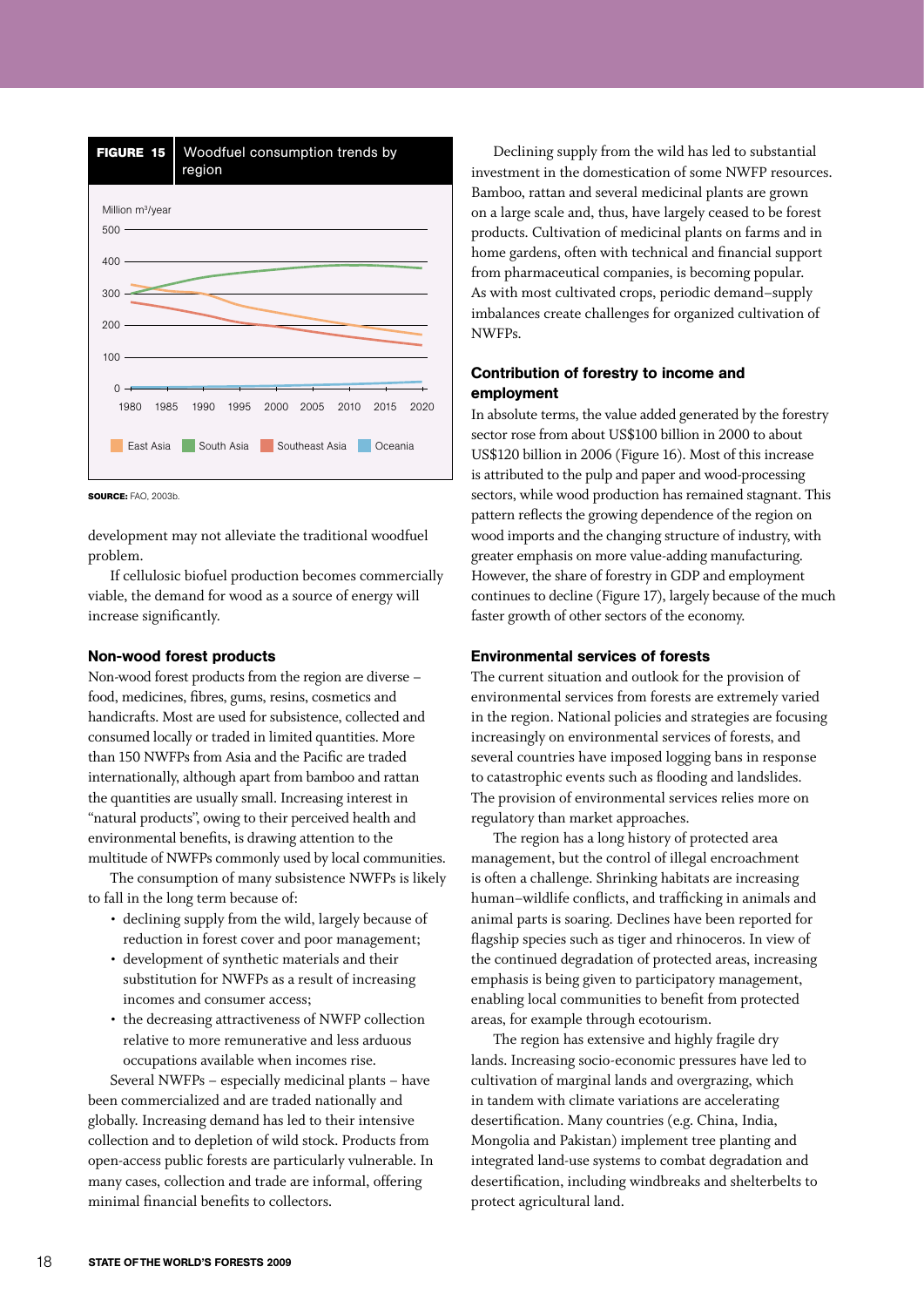**FIGURE 15** Woodfuel consumption trends by region

Million m³/year

500
400
300
200
100
0

1980 1985 1990 1995 2000 2005 2010 2015 2020

East Asia South Asia Southeast Asia Oceania

**SOURCE:** FAO, 2003b.

development may not alleviate the traditional woodfuel problem.

If cellulosic biofuel production becomes commercially viable, the demand for wood as a source of energy will increase significantly.

### Non-wood forest products

Non-wood forest products from the region are diverse – food, medicines, fibres, gums, resins, cosmetics and handicrafts. Most are used for subsistence, collected and consumed locally or traded in limited quantities. More than 150 NWFPs from Asia and the Pacific are traded internationally, although apart from bamboo and rattan the quantities are usually small. Increasing interest in "natural products", owing to their perceived health and environmental benefits, is drawing attention to the multitude of NWFPs commonly used by local communities.

The consumption of many subsistence NWFPs is likely to fall in the long term because of:

- declining supply from the wild, largely because of reduction in forest cover and poor management;
- development of synthetic materials and their substitution for NWFPs as a result of increasing incomes and consumer access;
- the decreasing attractiveness of NWFP collection relative to more remunerative and less arduous occupations available when incomes rise.

Several NWFPs – especially medicinal plants – have been commercialized and are traded nationally and globally. Increasing demand has led to their intensive collection and to depletion of wild stock. Products from open-access public forests are particularly vulnerable. In many cases, collection and trade are informal, offering minimal financial benefits to collectors.

Declining supply from the wild has led to substantial investment in the domestication of some NWFP resources. Bamboo, rattan and several medicinal plants are grown on a large scale and, thus, have largely ceased to be forest products. Cultivation of medicinal plants on farms and in home gardens, often with technical and financial support from pharmaceutical companies, is becoming popular. As with most cultivated crops, periodic demand–supply imbalances create challenges for organized cultivation of NWFPs.

### Contribution of forestry to income and employment

In absolute terms, the value added generated by the forestry sector rose from about US$100 billion in 2000 to about US$120 billion in 2006 (Figure 16). Most of this increase is attributed to the pulp and paper and wood-processing sectors, while wood production has remained stagnant. This pattern reflects the growing dependence of the region on wood imports and the changing structure of industry, with greater emphasis on more value-adding manufacturing. However, the share of forestry in GDP and employment continues to decline (Figure 17), largely because of the much faster growth of other sectors of the economy.

### Environmental services of forests

The current situation and outlook for the provision of environmental services from forests are extremely varied in the region. National policies and strategies are focusing increasingly on environmental services of forests, and several countries have imposed logging bans in response to catastrophic events such as flooding and landslides. The provision of environmental services relies more on regulatory than market approaches.

The region has a long history of protected area management, but the control of illegal encroachment is often a challenge. Shrinking habitats are increasing human–wildlife conflicts, and trafficking in animals and animal parts is soaring. Declines have been reported for flagship species such as tiger and rhinoceros. In view of the continued degradation of protected areas, increasing emphasis is being given to participatory management, enabling local communities to benefit from protected areas, for example through ecotourism.

The region has extensive and highly fragile dry lands. Increasing socio-economic pressures have led to cultivation of marginal lands and overgrazing, which in tandem with climate variations are accelerating desertification. Many countries (e.g. China, India, Mongolia and Pakistan) implement tree planting and integrated land-use systems to combat degradation and desertification, including windbreaks and shelterbelts to protect agricultural land.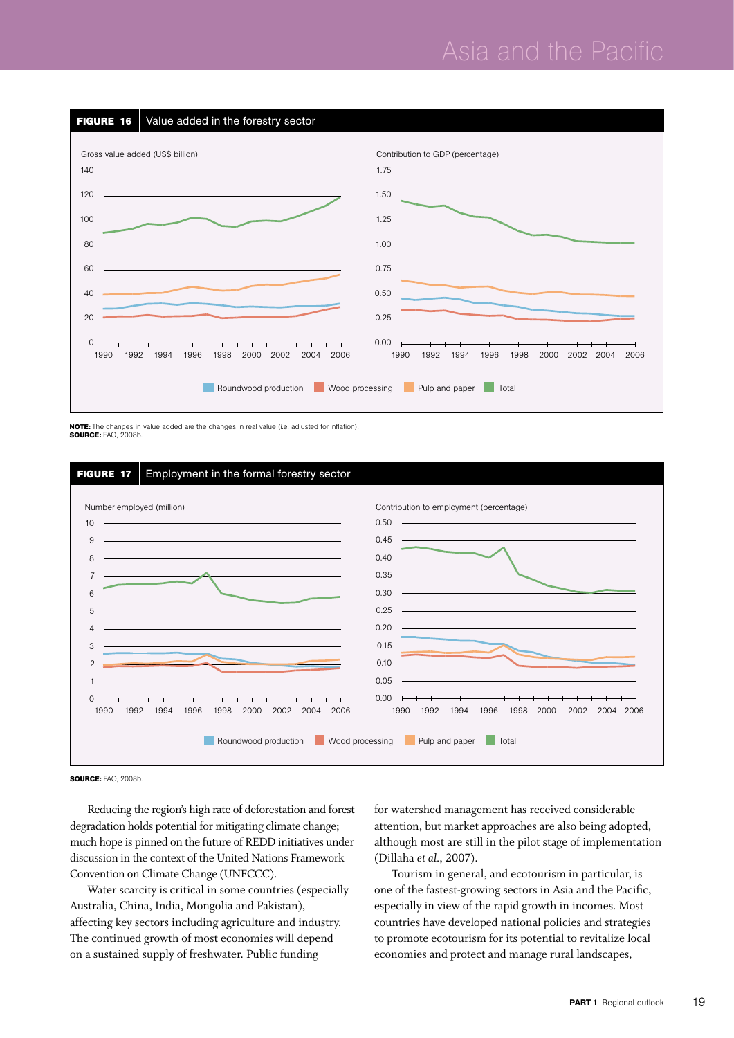**FIGURE 16** Value added in the forestry sector

Gross value added (US$ billion)

Contribution to GDP (percentage)

Roundwood production | Wood processing | Pulp and paper | Total

**NOTE:** The changes in value added are the changes in real value (i.e. adjusted for inflation).
**SOURCE:** FAO, 2008b.

**FIGURE 17** Employment in the formal forestry sector

Number employed (million)

Contribution to employment (percentage)

Roundwood production | Wood processing | Pulp and paper | Total

**SOURCE:** FAO, 2008b.

Reducing the region's high rate of deforestation and forest degradation holds potential for mitigating climate change; much hope is pinned on the future of REDD initiatives under discussion in the context of the United Nations Framework Convention on Climate Change (UNFCCC).

Water scarcity is critical in some countries (especially Australia, China, India, Mongolia and Pakistan), affecting key sectors including agriculture and industry. The continued growth of most economies will depend on a sustained supply of freshwater. Public funding for watershed management has received considerable attention, but market approaches are also being adopted, although most are still in the pilot stage of implementation (Dillaha *et al.*, 2007).

Tourism in general, and ecotourism in particular, is one of the fastest-growing sectors in Asia and the Pacific, especially in view of the rapid growth in incomes. Most countries have developed national policies and strategies to promote ecotourism for its potential to revitalize local economies and protect and manage rural landscapes,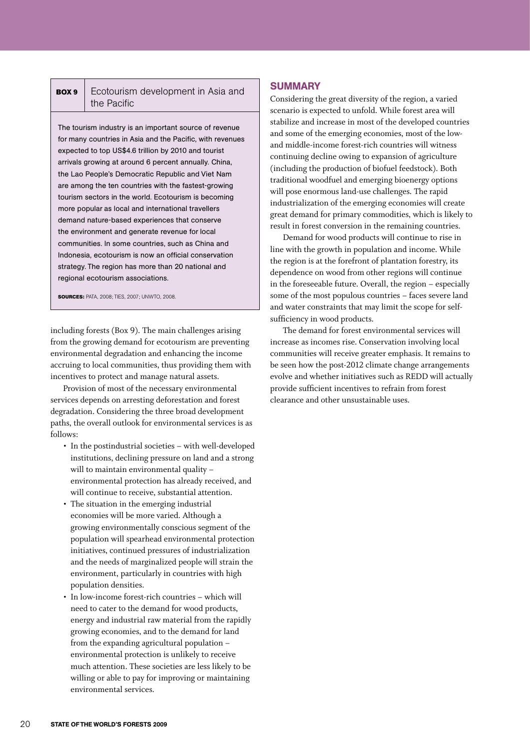**BOX 9** Ecotourism development in Asia and the Pacific

The tourism industry is an important source of revenue for many countries in Asia and the Pacific, with revenues expected to top US$4.6 trillion by 2010 and tourist arrivals growing at around 6 percent annually. China, the Lao People's Democratic Republic and Viet Nam are among the ten countries with the fastest-growing tourism sectors in the world. Ecotourism is becoming more popular as local and international travellers demand nature-based experiences that conserve the environment and generate revenue for local communities. In some countries, such as China and Indonesia, ecotourism is now an official conservation strategy. The region has more than 20 national and regional ecotourism associations.

**SOURCES:** PATA, 2008; TIES, 2007; UNWTO, 2008.

including forests (Box 9). The main challenges arising from the growing demand for ecotourism are preventing environmental degradation and enhancing the income accruing to local communities, thus providing them with incentives to protect and manage natural assets.

Provision of most of the necessary environmental services depends on arresting deforestation and forest degradation. Considering the three broad development paths, the overall outlook for environmental services is as follows:

- In the postindustrial societies – with well-developed institutions, declining pressure on land and a strong will to maintain environmental quality – environmental protection has already received, and will continue to receive, substantial attention.
- The situation in the emerging industrial economies will be more varied. Although a growing environmentally conscious segment of the population will spearhead environmental protection initiatives, continued pressures of industrialization and the needs of marginalized people will strain the environment, particularly in countries with high population densities.
- In low-income forest-rich countries – which will need to cater to the demand for wood products, energy and industrial raw material from the rapidly growing economies, and to the demand for land from the expanding agricultural population – environmental protection is unlikely to receive much attention. These societies are less likely to be willing or able to pay for improving or maintaining environmental services.

## SUMMARY

Considering the great diversity of the region, a varied scenario is expected to unfold. While forest area will stabilize and increase in most of the developed countries and some of the emerging economies, most of the low- and middle-income forest-rich countries will witness continuing decline owing to expansion of agriculture (including the production of biofuel feedstock). Both traditional woodfuel and emerging bioenergy options will pose enormous land-use challenges. The rapid industrialization of the emerging economies will create great demand for primary commodities, which is likely to result in forest conversion in the remaining countries.

Demand for wood products will continue to rise in line with the growth in population and income. While the region is at the forefront of plantation forestry, its dependence on wood from other regions will continue in the foreseeable future. Overall, the region – especially some of the most populous countries – faces severe land and water constraints that may limit the scope for self-sufficiency in wood products.

The demand for forest environmental services will increase as incomes rise. Conservation involving local communities will receive greater emphasis. It remains to be seen how the post-2012 climate change arrangements evolve and whether initiatives such as REDD will actually provide sufficient incentives to refrain from forest clearance and other unsustainable uses.